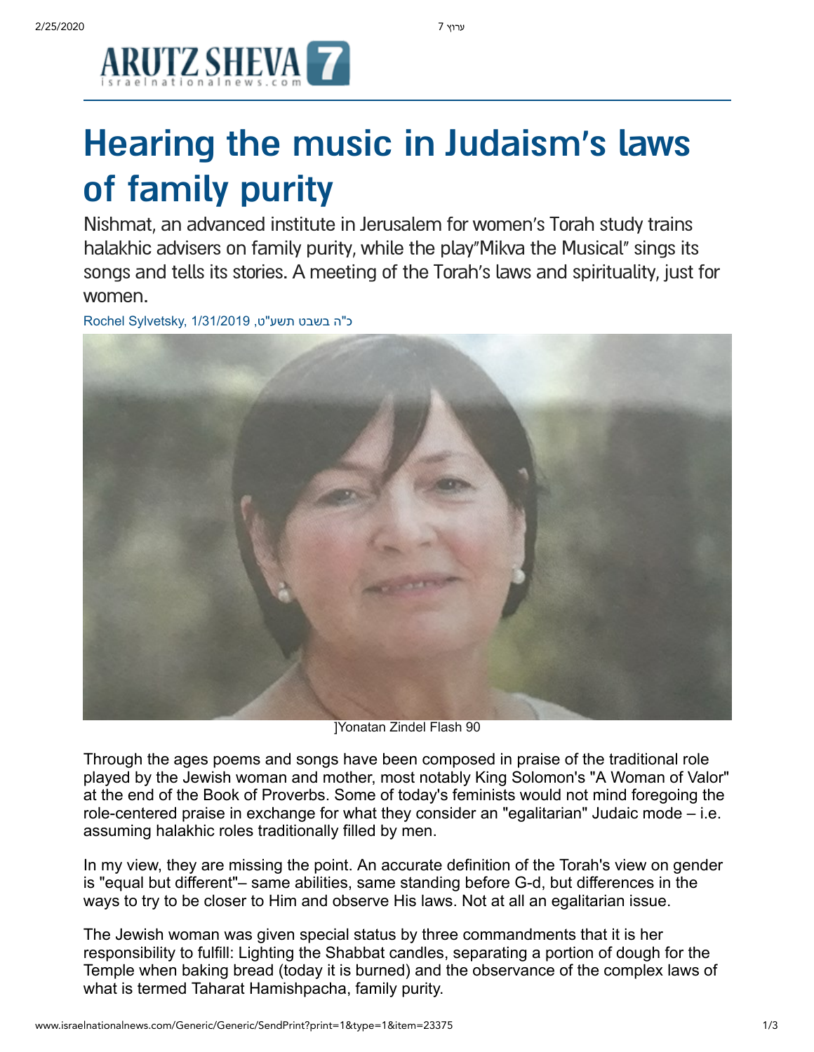# Hearing the music in Judaism's laws of family purity

Nishmat, an advanced institute in Jerusalem for women's Torah study trains halakhic advisers on family purity, while the play"Mikva the Musical" sings its songs and tells its stories. A meeting of the Torah's laws and spirituality, just for women.

Rochel Sylvetsky, 1/31/2019 ,כ"ה בשבט תשע"ט

]Yonatan Zindel Flash 90

Through the ages poems and songs have been composed in praise of the traditional role played by the Jewish woman and mother, most notably King Solomon's "A Woman of Valor" at the end of the Book of Proverbs. Some of today's feminists would not mind foregoing the role-centered praise in exchange for what they consider an "egalitarian" Judaic mode – i.e. assuming halakhic roles traditionally filled by men.

In my view, they are missing the point. An accurate definition of the Torah's view on gender is "equal but different"– same abilities, same standing before G-d, but differences in the ways to try to be closer to Him and observe His laws. Not at all an egalitarian issue.

The Jewish woman was given special status by three commandments that it is her responsibility to fulfill: Lighting the Shabbat candles, separating a portion of dough for the Temple when baking bread (today it is burned) and the observance of the complex laws of what is termed Taharat Hamishpacha, family purity.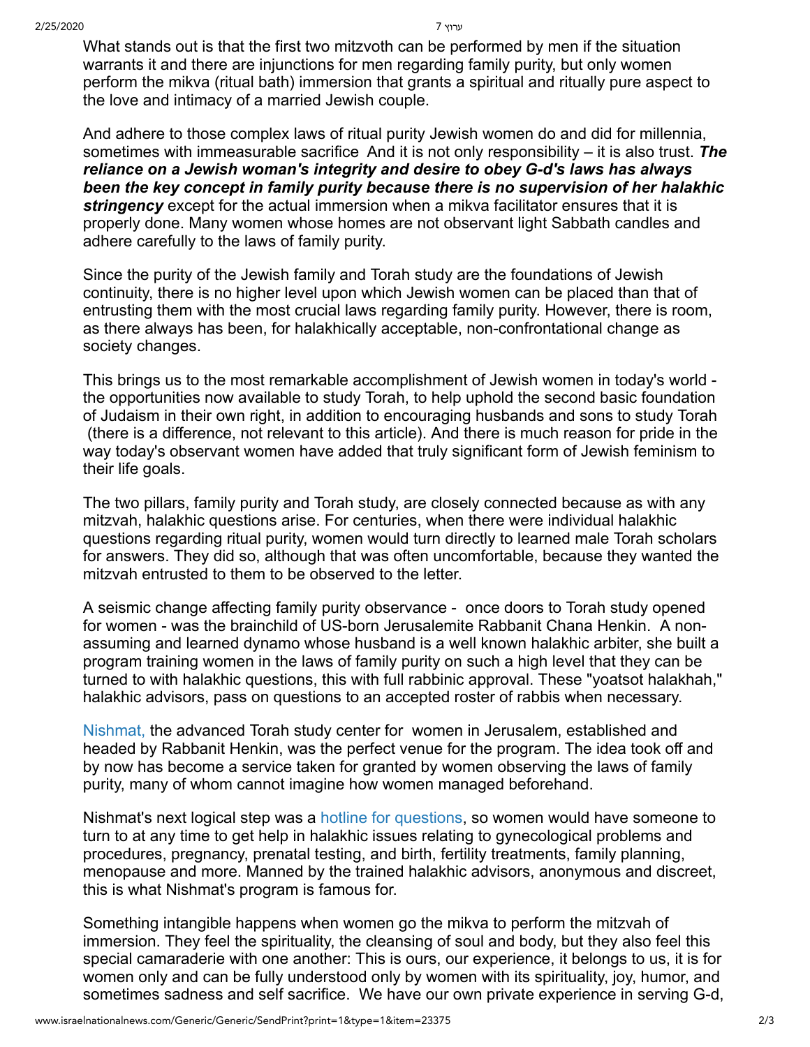What stands out is that the first two mitzvoth can be performed by men if the situation warrants it and there are injunctions for men regarding family purity, but only women perform the mikva (ritual bath) immersion that grants a spiritual and ritually pure aspect to the love and intimacy of a married Jewish couple.

And adhere to those complex laws of ritual purity Jewish women do and did for millennia, sometimes with immeasurable sacrifice And it is not only responsibility – it is also trust. ***The reliance on a Jewish woman's integrity and desire to obey G-d's laws has always been the key concept in family purity because there is no supervision of her halakhic stringency*** except for the actual immersion when a mikva facilitator ensures that it is properly done. Many women whose homes are not observant light Sabbath candles and adhere carefully to the laws of family purity.

Since the purity of the Jewish family and Torah study are the foundations of Jewish continuity, there is no higher level upon which Jewish women can be placed than that of entrusting them with the most crucial laws regarding family purity. However, there is room, as there always has been, for halakhically acceptable, non-confrontational change as society changes.

This brings us to the most remarkable accomplishment of Jewish women in today's world - the opportunities now available to study Torah, to help uphold the second basic foundation of Judaism in their own right, in addition to encouraging husbands and sons to study Torah (there is a difference, not relevant to this article). And there is much reason for pride in the way today's observant women have added that truly significant form of Jewish feminism to their life goals.

The two pillars, family purity and Torah study, are closely connected because as with any mitzvah, halakhic questions arise. For centuries, when there were individual halakhic questions regarding ritual purity, women would turn directly to learned male Torah scholars for answers. They did so, although that was often uncomfortable, because they wanted the mitzvah entrusted to them to be observed to the letter.

A seismic change affecting family purity observance - once doors to Torah study opened for women - was the brainchild of US-born Jerusalemite Rabbanit Chana Henkin. A non-assuming and learned dynamo whose husband is a well known halakhic arbiter, she built a program training women in the laws of family purity on such a high level that they can be turned to with halakhic questions, this with full rabbinic approval. These "yoatsot halakhah," halakhic advisors, pass on questions to an accepted roster of rabbis when necessary.

Nishmat, the advanced Torah study center for women in Jerusalem, established and headed by Rabbanit Henkin, was the perfect venue for the program. The idea took off and by now has become a service taken for granted by women observing the laws of family purity, many of whom cannot imagine how women managed beforehand.

Nishmat's next logical step was a hotline for questions, so women would have someone to turn to at any time to get help in halakhic issues relating to gynecological problems and procedures, pregnancy, prenatal testing, and birth, fertility treatments, family planning, menopause and more. Manned by the trained halakhic advisors, anonymous and discreet, this is what Nishmat's program is famous for.

Something intangible happens when women go the mikva to perform the mitzvah of immersion. They feel the spirituality, the cleansing of soul and body, but they also feel this special camaraderie with one another: This is ours, our experience, it belongs to us, it is for women only and can be fully understood only by women with its spirituality, joy, humor, and sometimes sadness and self sacrifice. We have our own private experience in serving G-d,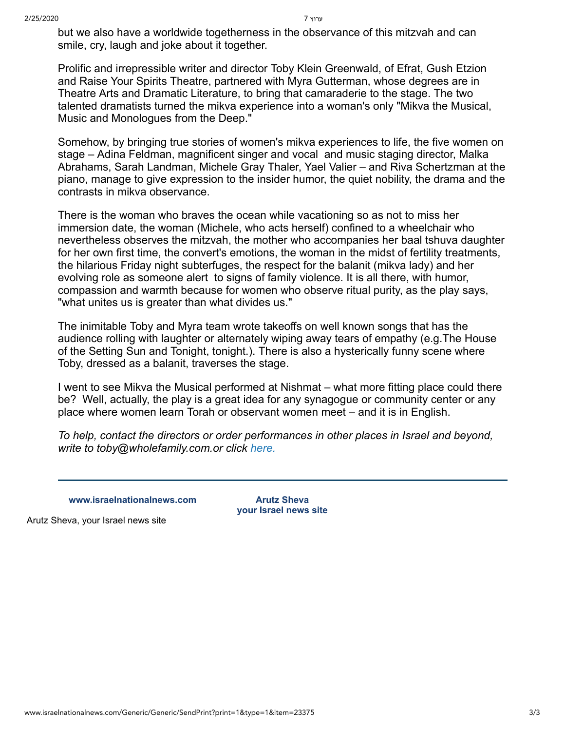but we also have a worldwide togetherness in the observance of this mitzvah and can smile, cry, laugh and joke about it together.

Prolific and irrepressible writer and director Toby Klein Greenwald, of Efrat, Gush Etzion and Raise Your Spirits Theatre, partnered with Myra Gutterman, whose degrees are in Theatre Arts and Dramatic Literature, to bring that camaraderie to the stage. The two talented dramatists turned the mikva experience into a woman's only "Mikva the Musical, Music and Monologues from the Deep."

Somehow, by bringing true stories of women's mikva experiences to life, the five women on stage – Adina Feldman, magnificent singer and vocal and music staging director, Malka Abrahams, Sarah Landman, Michele Gray Thaler, Yael Valier – and Riva Schertzman at the piano, manage to give expression to the insider humor, the quiet nobility, the drama and the contrasts in mikva observance.

There is the woman who braves the ocean while vacationing so as not to miss her immersion date, the woman (Michele, who acts herself) confined to a wheelchair who nevertheless observes the mitzvah, the mother who accompanies her baal tshuva daughter for her own first time, the convert's emotions, the woman in the midst of fertility treatments, the hilarious Friday night subterfuges, the respect for the balanit (mikva lady) and her evolving role as someone alert to signs of family violence. It is all there, with humor, compassion and warmth because for women who observe ritual purity, as the play says, "what unites us is greater than what divides us."

The inimitable Toby and Myra team wrote takeoffs on well known songs that has the audience rolling with laughter or alternately wiping away tears of empathy (e.g.The House of the Setting Sun and Tonight, tonight.). There is also a hysterically funny scene where Toby, dressed as a balanit, traverses the stage.

I went to see Mikva the Musical performed at Nishmat – what more fitting place could there be? Well, actually, the play is a great idea for any synagogue or community center or any place where women learn Torah or observant women meet – and it is in English.

*To help, contact the directors or order performances in other places in Israel and beyond, write to toby@wholefamily.com.or click here.*

---

**www.israelnationalnews.com** **Arutz Sheva your Israel news site**

Arutz Sheva, your Israel news site